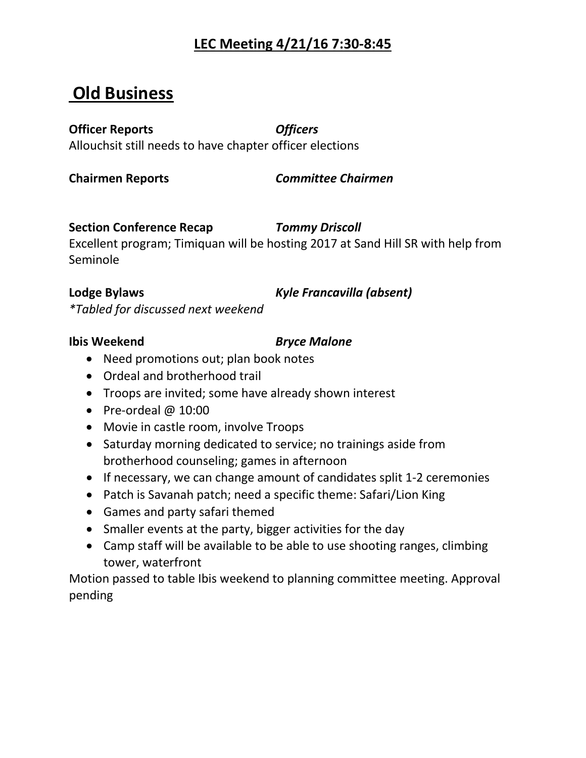# LEC Meeting 4/21/16 7:30-8:45

## Old Business

**Officer Reports** *Officers*

Allouchsit still needs to have chapter officer elections

**Chairmen Reports** *Committee Chairmen*

**Section Conference Recap** *Tommy Driscoll*

Excellent program; Timiquan will be hosting 2017 at Sand Hill SR with help from Seminole

**Lodge Bylaws** *Kyle Francavilla (absent)*

*\*Tabled for discussed next weekend*

**Ibis Weekend** *Bryce Malone*

- Need promotions out; plan book notes
- Ordeal and brotherhood trail
- Troops are invited; some have already shown interest
- Pre-ordeal @ 10:00
- Movie in castle room, involve Troops
- Saturday morning dedicated to service; no trainings aside from brotherhood counseling; games in afternoon
- If necessary, we can change amount of candidates split 1-2 ceremonies
- Patch is Savanah patch; need a specific theme: Safari/Lion King
- Games and party safari themed
- Smaller events at the party, bigger activities for the day
- Camp staff will be available to be able to use shooting ranges, climbing tower, waterfront

Motion passed to table Ibis weekend to planning committee meeting. Approval pending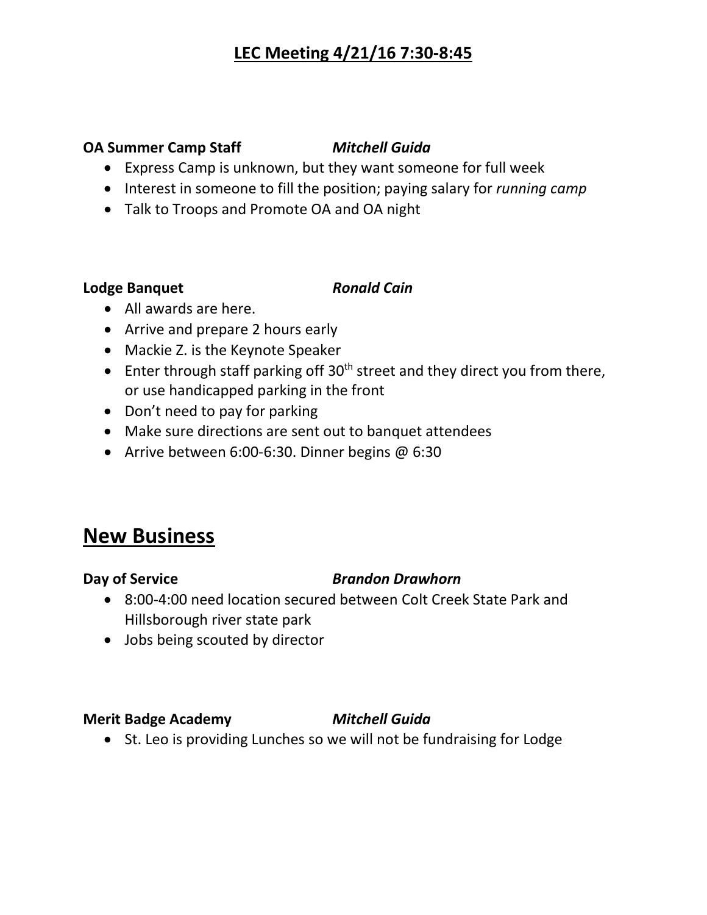# LEC Meeting 4/21/16 7:30-8:45

**OA Summer Camp Staff** ***Mitchell Guida***

- Express Camp is unknown, but they want someone for full week
- Interest in someone to fill the position; paying salary for *running camp*
- Talk to Troops and Promote OA and OA night

**Lodge Banquet** ***Ronald Cain***

- All awards are here.
- Arrive and prepare 2 hours early
- Mackie Z. is the Keynote Speaker
- Enter through staff parking off 30th street and they direct you from there, or use handicapped parking in the front
- Don't need to pay for parking
- Make sure directions are sent out to banquet attendees
- Arrive between 6:00-6:30. Dinner begins @ 6:30

## New Business

**Day of Service** ***Brandon Drawhorn***

- 8:00-4:00 need location secured between Colt Creek State Park and Hillsborough river state park
- Jobs being scouted by director

**Merit Badge Academy** ***Mitchell Guida***

- St. Leo is providing Lunches so we will not be fundraising for Lodge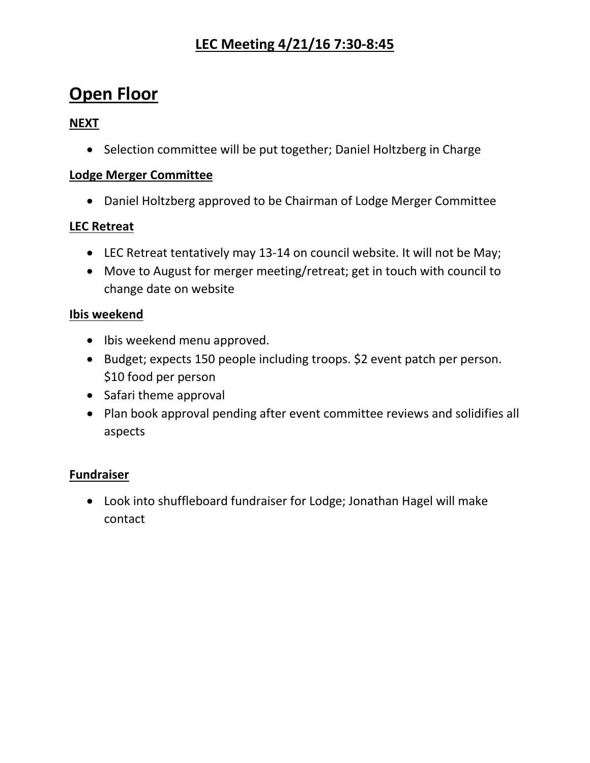## LEC Meeting 4/21/16 7:30-8:45

# Open Floor

### NEXT

- Selection committee will be put together; Daniel Holtzberg in Charge

### Lodge Merger Committee

- Daniel Holtzberg approved to be Chairman of Lodge Merger Committee

### LEC Retreat

- LEC Retreat tentatively may 13-14 on council website. It will not be May;
- Move to August for merger meeting/retreat; get in touch with council to change date on website

### Ibis weekend

- Ibis weekend menu approved.
- Budget; expects 150 people including troops. $2 event patch per person. $10 food per person
- Safari theme approval
- Plan book approval pending after event committee reviews and solidifies all aspects

### Fundraiser

- Look into shuffleboard fundraiser for Lodge; Jonathan Hagel will make contact